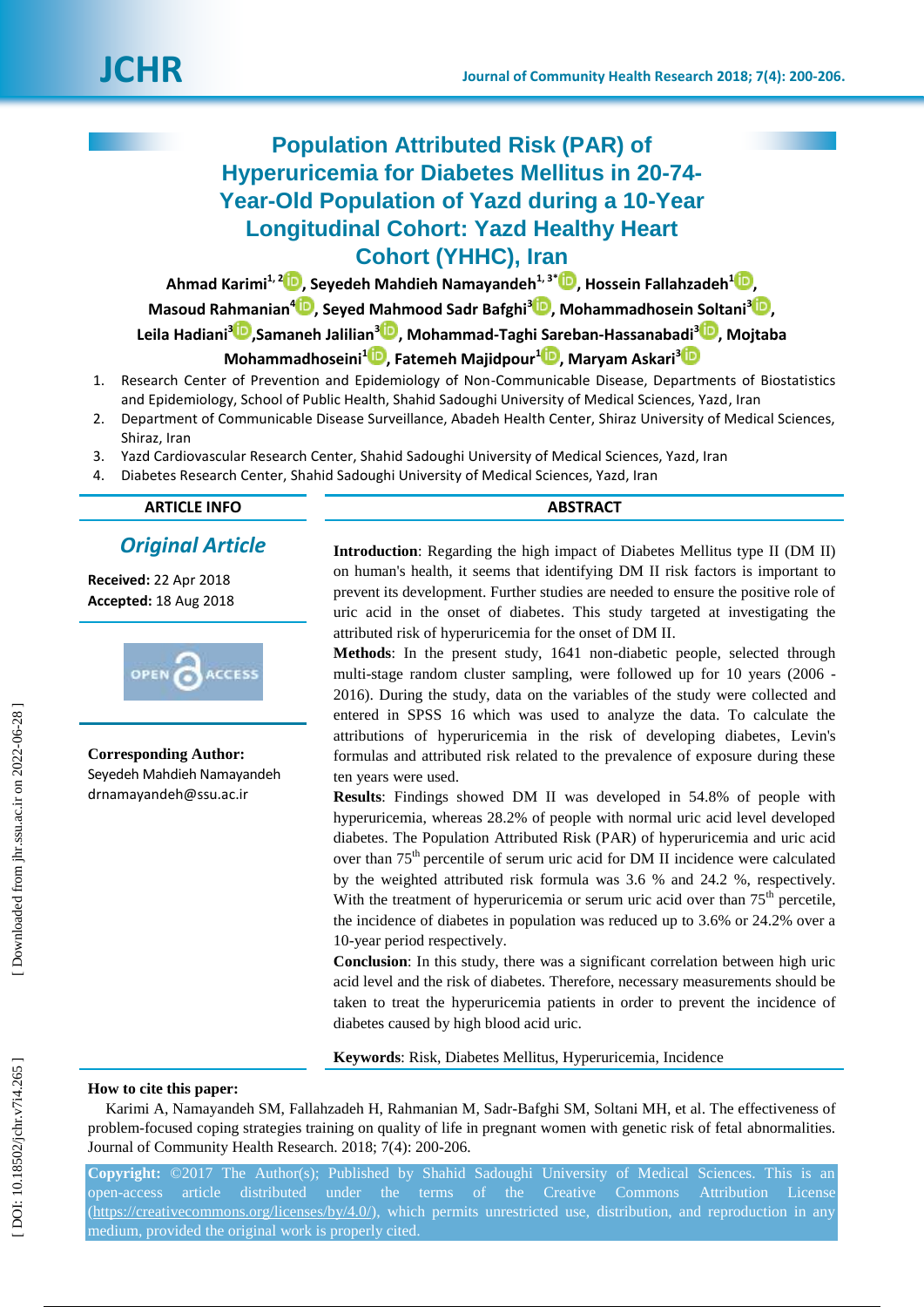# Population Attributed Risk (PAR) of Hyperuricemia for Diabetes Mellitus in 20-74-Year-Old Population of Yazd during a 10-Year Longitudinal Cohort: Yazd Healthy Heart Cohort (YHHC), Iran

**Ahmad Karimi[1,2], Seyedeh Mahdieh Namayandeh[1,3*], Hossein Fallahzadeh[1], Masoud Rahmanian[4], Seyed Mahmood Sadr Bafghi[3], Mohammadhosein Soltani[3], Leila Hadiani[3], Samaneh Jalilian[3], Mohammad-Taghi Sareban-Hassanabadi[3], Mojtaba Mohammadhoseini[1], Fatemeh Majidpour[1], Maryam Askari[3]**

1. Research Center of Prevention and Epidemiology of Non-Communicable Disease, Departments of Biostatistics and Epidemiology, School of Public Health, Shahid Sadoughi University of Medical Sciences, Yazd, Iran
2. Department of Communicable Disease Surveillance, Abadeh Health Center, Shiraz University of Medical Sciences, Shiraz, Iran
3. Yazd Cardiovascular Research Center, Shahid Sadoughi University of Medical Sciences, Yazd, Iran
4. Diabetes Research Center, Shahid Sadoughi University of Medical Sciences, Yazd, Iran

## ARTICLE INFO

***Original Article***

**Received:** 22 Apr 2018
**Accepted:** 18 Aug 2018

OPEN ACCESS

**Corresponding Author:**
Seyedeh Mahdieh Namayandeh
drnamayandeh@ssu.ac.ir

## ABSTRACT

**Introduction**: Regarding the high impact of Diabetes Mellitus type II (DM II) on human's health, it seems that identifying DM II risk factors is important to prevent its development. Further studies are needed to ensure the positive role of uric acid in the onset of diabetes. This study targeted at investigating the attributed risk of hyperuricemia for the onset of DM II.

**Methods**: In the present study, 1641 non-diabetic people, selected through multi-stage random cluster sampling, were followed up for 10 years (2006 - 2016). During the study, data on the variables of the study were collected and entered in SPSS 16 which was used to analyze the data. To calculate the attributions of hyperuricemia in the risk of developing diabetes, Levin's formulas and attributed risk related to the prevalence of exposure during these ten years were used.

**Results**: Findings showed DM II was developed in 54.8% of people with hyperuricemia, whereas 28.2% of people with normal uric acid level developed diabetes. The Population Attributed Risk (PAR) of hyperuricemia and uric acid over than $75^{th}$ percentile of serum uric acid for DM II incidence were calculated by the weighted attributed risk formula was 3.6 % and 24.2 %, respectively. With the treatment of hyperuricemia or serum uric acid over than $75^{th}$ percetile, the incidence of diabetes in population was reduced up to 3.6% or 24.2% over a 10-year period respectively.

**Conclusion**: In this study, there was a significant correlation between high uric acid level and the risk of diabetes. Therefore, necessary measurements should be taken to treat the hyperuricemia patients in order to prevent the incidence of diabetes caused by high blood acid uric.

**Keywords**: Risk, Diabetes Mellitus, Hyperuricemia, Incidence

**How to cite this paper:**

Karimi A, Namayandeh SM, Fallahzadeh H, Rahmanian M, Sadr-Bafghi SM, Soltani MH, et al. The effectiveness of problem-focused coping strategies training on quality of life in pregnant women with genetic risk of fetal abnormalities. Journal of Community Health Research. 2018; 7(4): 200-206.

**Copyright:** ©2017 The Author(s); Published by Shahid Sadoughi University of Medical Sciences. This is an open-access article distributed under the terms of the Creative Commons Attribution License (https://creativecommons.org/licenses/by/4.0/), which permits unrestricted use, distribution, and reproduction in any medium, provided the original work is properly cited.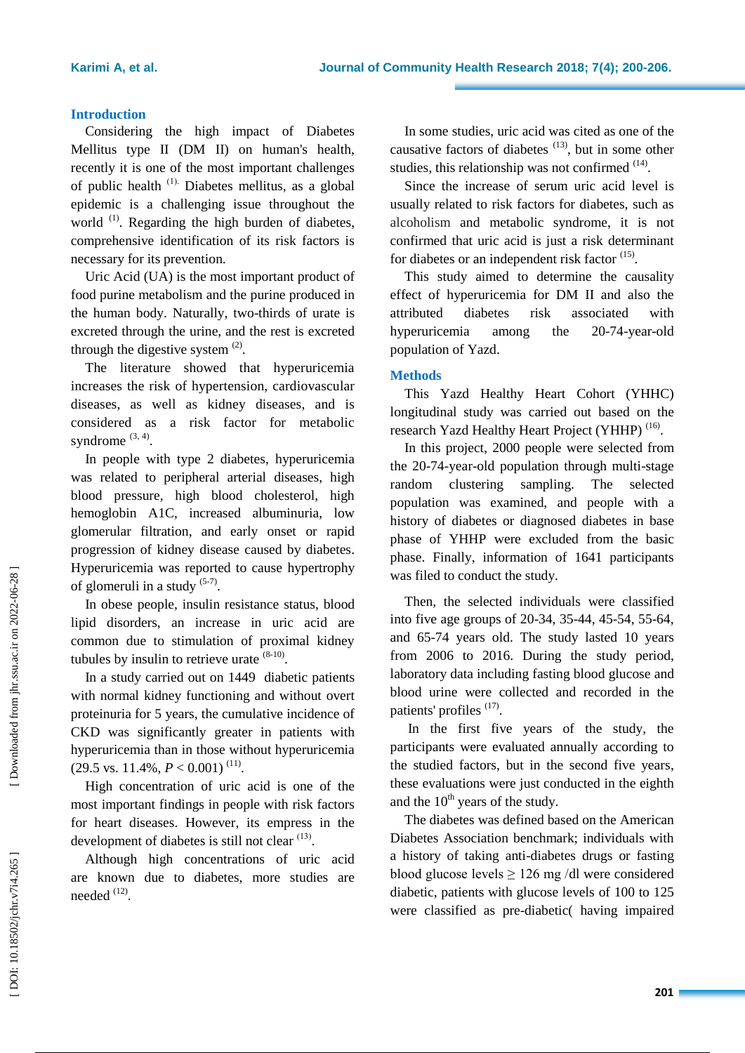## Introduction

Considering the high impact of Diabetes Mellitus type II (DM II) on human's health, recently it is one of the most important challenges of public health [1]. Diabetes mellitus, as a global epidemic is a challenging issue throughout the world [1]. Regarding the high burden of diabetes, comprehensive identification of its risk factors is necessary for its prevention.

Uric Acid (UA) is the most important product of food purine metabolism and the purine produced in the human body. Naturally, two-thirds of urate is excreted through the urine, and the rest is excreted through the digestive system [2].

The literature showed that hyperuricemia increases the risk of hypertension, cardiovascular diseases, as well as kidney diseases, and is considered as a risk factor for metabolic syndrome [3, 4].

In people with type 2 diabetes, hyperuricemia was related to peripheral arterial diseases, high blood pressure, high blood cholesterol, high hemoglobin A1C, increased albuminuria, low glomerular filtration, and early onset or rapid progression of kidney disease caused by diabetes. Hyperuricemia was reported to cause hypertrophy of glomeruli in a study [5-7].

In obese people, insulin resistance status, blood lipid disorders, an increase in uric acid are common due to stimulation of proximal kidney tubules by insulin to retrieve urate [8-10].

In a study carried out on 1449 diabetic patients with normal kidney functioning and without overt proteinuria for 5 years, the cumulative incidence of CKD was significantly greater in patients with hyperuricemia than in those without hyperuricemia (29.5 vs. 11.4%, $P < 0.001$) [11].

High concentration of uric acid is one of the most important findings in people with risk factors for heart diseases. However, its empress in the development of diabetes is still not clear [13].

Although high concentrations of uric acid are known due to diabetes, more studies are needed [12].

In some studies, uric acid was cited as one of the causative factors of diabetes [13], but in some other studies, this relationship was not confirmed [14].

Since the increase of serum uric acid level is usually related to risk factors for diabetes, such as alcoholism and metabolic syndrome, it is not confirmed that uric acid is just a risk determinant for diabetes or an independent risk factor [15].

This study aimed to determine the causality effect of hyperuricemia for DM II and also the attributed diabetes risk associated with hyperuricemia among the 20-74-year-old population of Yazd.

## Methods

This Yazd Healthy Heart Cohort (YHHC) longitudinal study was carried out based on the research Yazd Healthy Heart Project (YHHP) [16].

In this project, 2000 people were selected from the 20-74-year-old population through multi-stage random clustering sampling. The selected population was examined, and people with a history of diabetes or diagnosed diabetes in base phase of YHHP were excluded from the basic phase. Finally, information of 1641 participants was filed to conduct the study.

Then, the selected individuals were classified into five age groups of 20-34, 35-44, 45-54, 55-64, and 65-74 years old. The study lasted 10 years from 2006 to 2016. During the study period, laboratory data including fasting blood glucose and blood urine were collected and recorded in the patients' profiles [17].

In the first five years of the study, the participants were evaluated annually according to the studied factors, but in the second five years, these evaluations were just conducted in the eighth and the 10th years of the study.

The diabetes was defined based on the American Diabetes Association benchmark; individuals with a history of taking anti-diabetes drugs or fasting blood glucose levels ≥ 126 mg /dl were considered diabetic, patients with glucose levels of 100 to 125 were classified as pre-diabetic( having impaired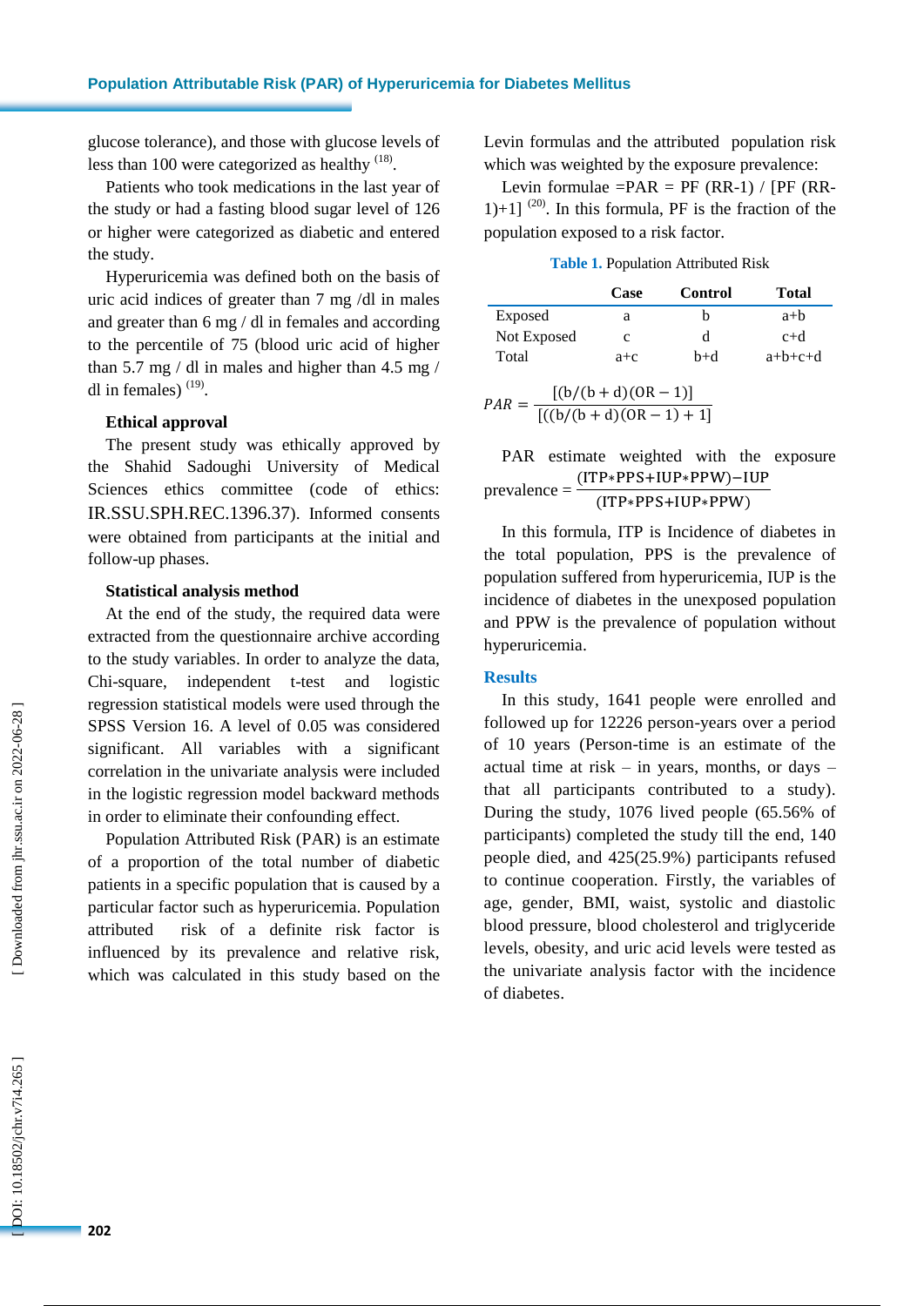glucose tolerance), and those with glucose levels of less than 100 were categorized as healthy [18].

Patients who took medications in the last year of the study or had a fasting blood sugar level of 126 or higher were categorized as diabetic and entered the study.

Hyperuricemia was defined both on the basis of uric acid indices of greater than 7 mg /dl in males and greater than 6 mg / dl in females and according to the percentile of 75 (blood uric acid of higher than 5.7 mg / dl in males and higher than 4.5 mg / dl in females) [19].

### Ethical approval

The present study was ethically approved by the Shahid Sadoughi University of Medical Sciences ethics committee (code of ethics: IR.SSU.SPH.REC.1396.37). Informed consents were obtained from participants at the initial and follow-up phases.

### Statistical analysis method

At the end of the study, the required data were extracted from the questionnaire archive according to the study variables. In order to analyze the data, Chi-square, independent t-test and logistic regression statistical models were used through the SPSS Version 16. A level of 0.05 was considered significant. All variables with a significant correlation in the univariate analysis were included in the logistic regression model backward methods in order to eliminate their confounding effect.

Population Attributed Risk (PAR) is an estimate of a proportion of the total number of diabetic patients in a specific population that is caused by a particular factor such as hyperuricemia. Population attributed risk of a definite risk factor is influenced by its prevalence and relative risk, which was calculated in this study based on the Levin formulas and the attributed population risk which was weighted by the exposure prevalence:

Levin formulae =PAR = PF (RR-1) / [PF (RR-1)+1] [20]. In this formula, PF is the fraction of the population exposed to a risk factor.

**Table 1.** Population Attributed Risk

| | Case | Control | Total |
|---|---|---|---|
| Exposed | a | b | a+b |
| Not Exposed | c | d | c+d |
| Total | a+c | b+d | a+b+c+d |

$$PAR = \frac{[(b/(b+d)(OR-1)]}{[((b/(b+d)(OR-1)+1]}$$

PAR estimate weighted with the exposure prevalence = $\frac{(ITP*PPS+IUP*PPW)-IUP}{(ITP*PPS+IUP*PPW)}$

In this formula, ITP is Incidence of diabetes in the total population, PPS is the prevalence of population suffered from hyperuricemia, IUP is the incidence of diabetes in the unexposed population and PPW is the prevalence of population without hyperuricemia.

## Results

In this study, 1641 people were enrolled and followed up for 12226 person-years over a period of 10 years (Person-time is an estimate of the actual time at risk – in years, months, or days – that all participants contributed to a study). During the study, 1076 lived people (65.56% of participants) completed the study till the end, 140 people died, and 425(25.9%) participants refused to continue cooperation. Firstly, the variables of age, gender, BMI, waist, systolic and diastolic blood pressure, blood cholesterol and triglyceride levels, obesity, and uric acid levels were tested as the univariate analysis factor with the incidence of diabetes.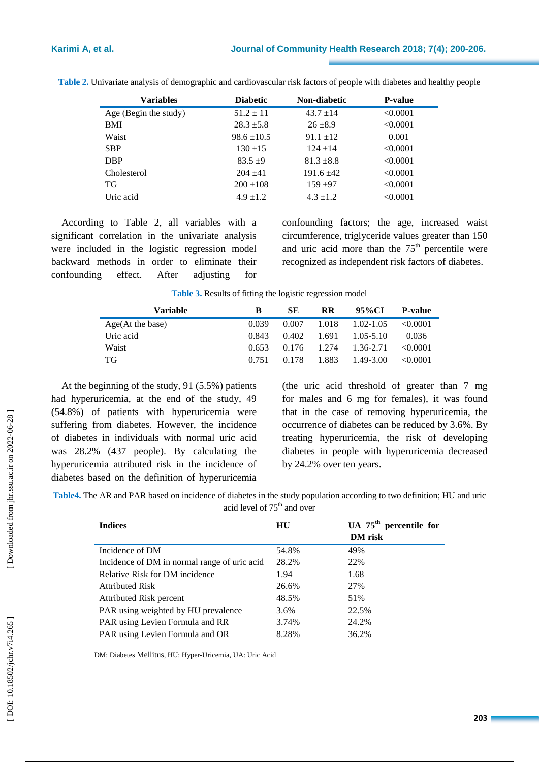**Table 2.** Univariate analysis of demographic and cardiovascular risk factors of people with diabetes and healthy people

| Variables | Diabetic | Non-diabetic | P-value |
|---|---|---|---|
| Age (Begin the study) | 51.2 ± 11 | 43.7 ±14 | <0.0001 |
| BMI | 28.3 ±5.8 | 26 ±8.9 | <0.0001 |
| Waist | 98.6 ±10.5 | 91.1 ±12 | 0.001 |
| SBP | 130 ±15 | 124 ±14 | <0.0001 |
| DBP | 83.5 ±9 | 81.3 ±8.8 | <0.0001 |
| Cholesterol | 204 ±41 | 191.6 ±42 | <0.0001 |
| TG | 200 ±108 | 159 ±97 | <0.0001 |
| Uric acid | 4.9 ±1.2 | 4.3 ±1.2 | <0.0001 |

According to Table 2, all variables with a significant correlation in the univariate analysis were included in the logistic regression model backward methods in order to eliminate their confounding effect. After adjusting for confounding factors; the age, increased waist circumference, triglyceride values greater than 150 and uric acid more than the 75th percentile were recognized as independent risk factors of diabetes.

**Table 3.** Results of fitting the logistic regression model

| Variable | B | SE | RR | 95%CI | P-value |
|---|---|---|---|---|---|
| Age(At the base) | 0.039 | 0.007 | 1.018 | 1.02-1.05 | <0.0001 |
| Uric acid | 0.843 | 0.402 | 1.691 | 1.05-5.10 | 0.036 |
| Waist | 0.653 | 0.176 | 1.274 | 1.36-2.71 | <0.0001 |
| TG | 0.751 | 0.178 | 1.883 | 1.49-3.00 | <0.0001 |

At the beginning of the study, 91 (5.5%) patients had hyperuricemia, at the end of the study, 49 (54.8%) of patients with hyperuricemia were suffering from diabetes. However, the incidence of diabetes in individuals with normal uric acid was 28.2% (437 people). By calculating the hyperuricemia attributed risk in the incidence of diabetes based on the definition of hyperuricemia (the uric acid threshold of greater than 7 mg for males and 6 mg for females), it was found that in the case of removing hyperuricemia, the occurrence of diabetes can be reduced by 3.6%. By treating hyperuricemia, the risk of developing diabetes in people with hyperuricemia decreased by 24.2% over ten years.

**Table4.** The AR and PAR based on incidence of diabetes in the study population according to two definition; HU and uric acid level of 75th and over

| Indices | HU | UA 75th percentile for DM risk |
|---|---|---|
| Incidence of DM | 54.8% | 49% |
| Incidence of DM in normal range of uric acid | 28.2% | 22% |
| Relative Risk for DM incidence | 1.94 | 1.68 |
| Attributed Risk | 26.6% | 27% |
| Attributed Risk percent | 48.5% | 51% |
| PAR using weighted by HU prevalence | 3.6% | 22.5% |
| PAR using Levien Formula and RR | 3.74% | 24.2% |
| PAR using Levien Formula and OR | 8.28% | 36.2% |

DM: Diabetes Mellitus, HU: Hyper-Uricemia, UA: Uric Acid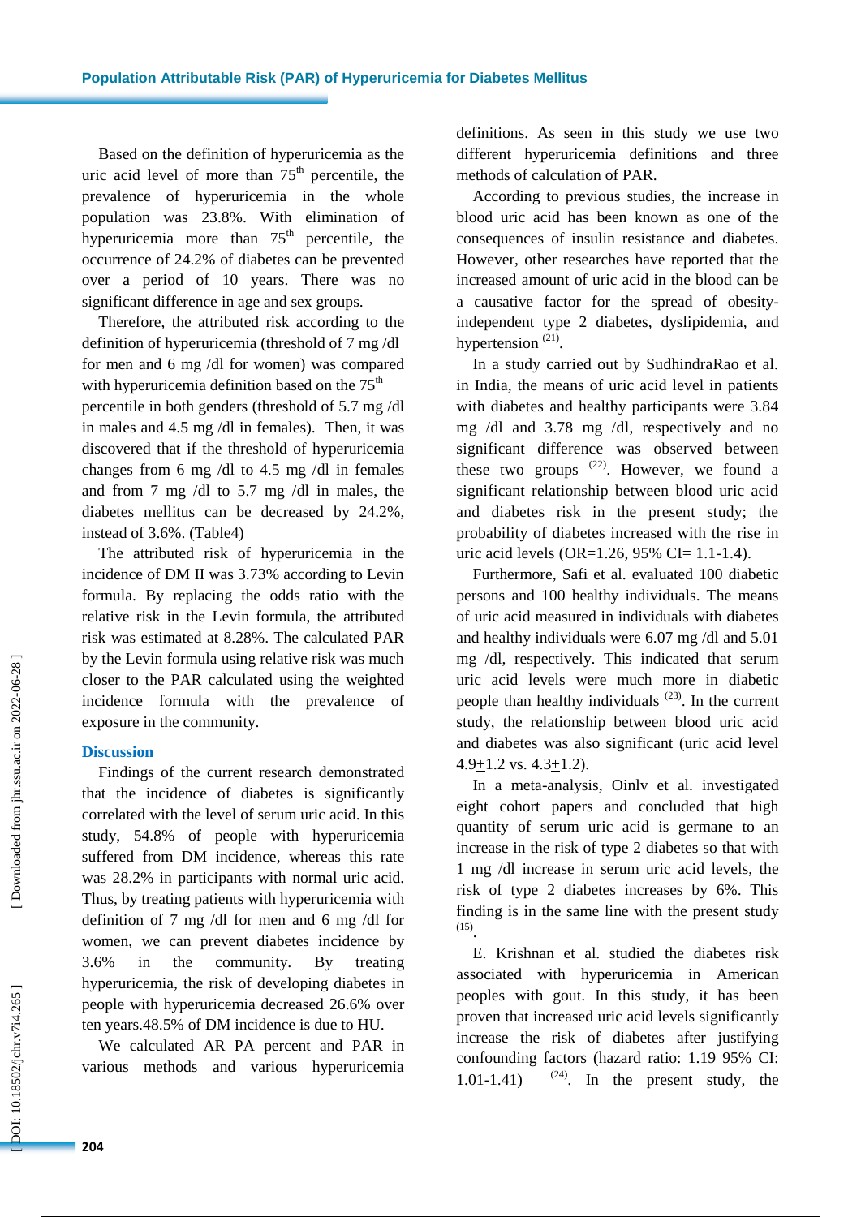Based on the definition of hyperuricemia as the uric acid level of more than 75$^{th}$ percentile, the prevalence of hyperuricemia in the whole population was 23.8%. With elimination of hyperuricemia more than 75$^{th}$ percentile, the occurrence of 24.2% of diabetes can be prevented over a period of 10 years. There was no significant difference in age and sex groups.

Therefore, the attributed risk according to the definition of hyperuricemia (threshold of 7 mg /dl for men and 6 mg /dl for women) was compared with hyperuricemia definition based on the 75$^{th}$ percentile in both genders (threshold of 5.7 mg /dl in males and 4.5 mg /dl in females). Then, it was discovered that if the threshold of hyperuricemia changes from 6 mg /dl to 4.5 mg /dl in females and from 7 mg /dl to 5.7 mg /dl in males, the diabetes mellitus can be decreased by 24.2%, instead of 3.6%. (Table4)

The attributed risk of hyperuricemia in the incidence of DM II was 3.73% according to Levin formula. By replacing the odds ratio with the relative risk in the Levin formula, the attributed risk was estimated at 8.28%. The calculated PAR by the Levin formula using relative risk was much closer to the PAR calculated using the weighted incidence formula with the prevalence of exposure in the community.

## Discussion

Findings of the current research demonstrated that the incidence of diabetes is significantly correlated with the level of serum uric acid. In this study, 54.8% of people with hyperuricemia suffered from DM incidence, whereas this rate was 28.2% in participants with normal uric acid. Thus, by treating patients with hyperuricemia with definition of 7 mg /dl for men and 6 mg /dl for women, we can prevent diabetes incidence by 3.6% in the community. By treating hyperuricemia, the risk of developing diabetes in people with hyperuricemia decreased 26.6% over ten years.48.5% of DM incidence is due to HU.

We calculated AR PA percent and PAR in various methods and various hyperuricemia definitions. As seen in this study we use two different hyperuricemia definitions and three methods of calculation of PAR.

According to previous studies, the increase in blood uric acid has been known as one of the consequences of insulin resistance and diabetes. However, other researches have reported that the increased amount of uric acid in the blood can be a causative factor for the spread of obesity-independent type 2 diabetes, dyslipidemia, and hypertension [21].

In a study carried out by SudhindraRao et al. in India, the means of uric acid level in patients with diabetes and healthy participants were 3.84 mg /dl and 3.78 mg /dl, respectively and no significant difference was observed between these two groups [22]. However, we found a significant relationship between blood uric acid and diabetes risk in the present study; the probability of diabetes increased with the rise in uric acid levels (OR=1.26, 95% CI= 1.1-1.4).

Furthermore, Safi et al. evaluated 100 diabetic persons and 100 healthy individuals. The means of uric acid measured in individuals with diabetes and healthy individuals were 6.07 mg /dl and 5.01 mg /dl, respectively. This indicated that serum uric acid levels were much more in diabetic people than healthy individuals [23]. In the current study, the relationship between blood uric acid and diabetes was also significant (uric acid level 4.9±1.2 vs. 4.3±1.2).

In a meta-analysis, Oinlv et al. investigated eight cohort papers and concluded that high quantity of serum uric acid is germane to an increase in the risk of type 2 diabetes so that with 1 mg /dl increase in serum uric acid levels, the risk of type 2 diabetes increases by 6%. This finding is in the same line with the present study [15].

E. Krishnan et al. studied the diabetes risk associated with hyperuricemia in American peoples with gout. In this study, it has been proven that increased uric acid levels significantly increase the risk of diabetes after justifying confounding factors (hazard ratio: 1.19 95% CI: 1.01-1.41) [24]. In the present study, the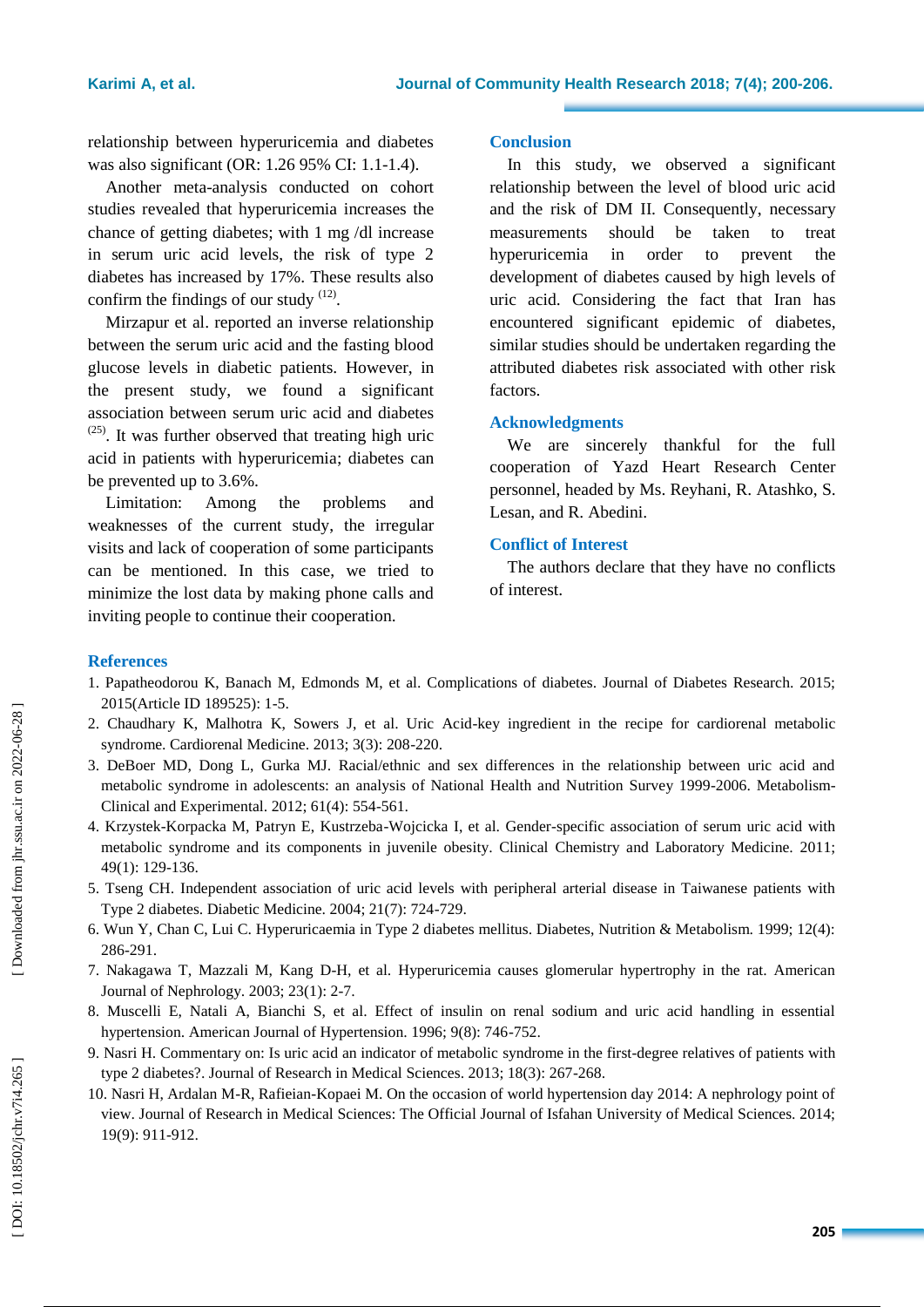relationship between hyperuricemia and diabetes was also significant (OR: 1.26 95% CI: 1.1-1.4).

Another meta-analysis conducted on cohort studies revealed that hyperuricemia increases the chance of getting diabetes; with 1 mg /dl increase in serum uric acid levels, the risk of type 2 diabetes has increased by 17%. These results also confirm the findings of our study [12].

Mirzapur et al. reported an inverse relationship between the serum uric acid and the fasting blood glucose levels in diabetic patients. However, in the present study, we found a significant association between serum uric acid and diabetes [25]. It was further observed that treating high uric acid in patients with hyperuricemia; diabetes can be prevented up to 3.6%.

Limitation: Among the problems and weaknesses of the current study, the irregular visits and lack of cooperation of some participants can be mentioned. In this case, we tried to minimize the lost data by making phone calls and inviting people to continue their cooperation.

## Conclusion

In this study, we observed a significant relationship between the level of blood uric acid and the risk of DM II. Consequently, necessary measurements should be taken to treat hyperuricemia in order to prevent the development of diabetes caused by high levels of uric acid. Considering the fact that Iran has encountered significant epidemic of diabetes, similar studies should be undertaken regarding the attributed diabetes risk associated with other risk factors.

## Acknowledgments

We are sincerely thankful for the full cooperation of Yazd Heart Research Center personnel, headed by Ms. Reyhani, R. Atashko, S. Lesan, and R. Abedini.

## Conflict of Interest

The authors declare that they have no conflicts of interest.

## References

1. Papatheodorou K, Banach M, Edmonds M, et al. Complications of diabetes. Journal of Diabetes Research. 2015; 2015(Article ID 189525): 1-5.
2. Chaudhary K, Malhotra K, Sowers J, et al. Uric Acid-key ingredient in the recipe for cardiorenal metabolic syndrome. Cardiorenal Medicine. 2013; 3(3): 208-220.
3. DeBoer MD, Dong L, Gurka MJ. Racial/ethnic and sex differences in the relationship between uric acid and metabolic syndrome in adolescents: an analysis of National Health and Nutrition Survey 1999-2006. Metabolism-Clinical and Experimental. 2012; 61(4): 554-561.
4. Krzystek-Korpacka M, Patryn E, Kustrzeba-Wojcicka I, et al. Gender-specific association of serum uric acid with metabolic syndrome and its components in juvenile obesity. Clinical Chemistry and Laboratory Medicine. 2011; 49(1): 129-136.
5. Tseng CH. Independent association of uric acid levels with peripheral arterial disease in Taiwanese patients with Type 2 diabetes. Diabetic Medicine. 2004; 21(7): 724-729.
6. Wun Y, Chan C, Lui C. Hyperuricaemia in Type 2 diabetes mellitus. Diabetes, Nutrition & Metabolism. 1999; 12(4): 286-291.
7. Nakagawa T, Mazzali M, Kang D-H, et al. Hyperuricemia causes glomerular hypertrophy in the rat. American Journal of Nephrology. 2003; 23(1): 2-7.
8. Muscelli E, Natali A, Bianchi S, et al. Effect of insulin on renal sodium and uric acid handling in essential hypertension. American Journal of Hypertension. 1996; 9(8): 746-752.
9. Nasri H. Commentary on: Is uric acid an indicator of metabolic syndrome in the first-degree relatives of patients with type 2 diabetes?. Journal of Research in Medical Sciences. 2013; 18(3): 267-268.
10. Nasri H, Ardalan M-R, Rafieian-Kopaei M. On the occasion of world hypertension day 2014: A nephrology point of view. Journal of Research in Medical Sciences: The Official Journal of Isfahan University of Medical Sciences. 2014; 19(9): 911-912.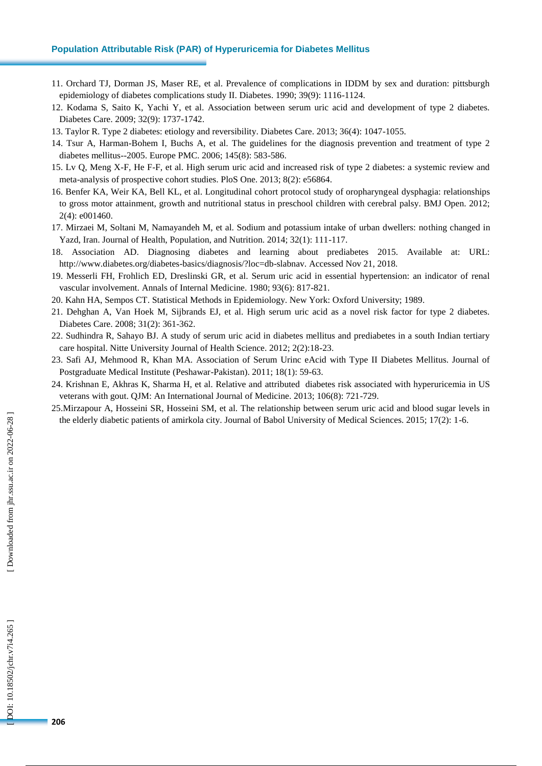11. Orchard TJ, Dorman JS, Maser RE, et al. Prevalence of complications in IDDM by sex and duration: pittsburgh epidemiology of diabetes complications study II. Diabetes. 1990; 39(9): 1116-1124.
12. Kodama S, Saito K, Yachi Y, et al. Association between serum uric acid and development of type 2 diabetes. Diabetes Care. 2009; 32(9): 1737-1742.
13. Taylor R. Type 2 diabetes: etiology and reversibility. Diabetes Care. 2013; 36(4): 1047-1055.
14. Tsur A, Harman-Bohem I, Buchs A, et al. The guidelines for the diagnosis prevention and treatment of type 2 diabetes mellitus--2005. Europe PMC. 2006; 145(8): 583-586.
15. Lv Q, Meng X-F, He F-F, et al. High serum uric acid and increased risk of type 2 diabetes: a systemic review and meta-analysis of prospective cohort studies. PloS One. 2013; 8(2): e56864.
16. Benfer KA, Weir KA, Bell KL, et al. Longitudinal cohort protocol study of oropharyngeal dysphagia: relationships to gross motor attainment, growth and nutritional status in preschool children with cerebral palsy. BMJ Open. 2012; 2(4): e001460.
17. Mirzaei M, Soltani M, Namayandeh M, et al. Sodium and potassium intake of urban dwellers: nothing changed in Yazd, Iran. Journal of Health, Population, and Nutrition. 2014; 32(1): 111-117.
18. Association AD. Diagnosing diabetes and learning about prediabetes 2015. Available at: URL: http://www.diabetes.org/diabetes-basics/diagnosis/?loc=db-slabnav. Accessed Nov 21, 2018.
19. Messerli FH, Frohlich ED, Dreslinski GR, et al. Serum uric acid in essential hypertension: an indicator of renal vascular involvement. Annals of Internal Medicine. 1980; 93(6): 817-821.
20. Kahn HA, Sempos CT. Statistical Methods in Epidemiology. New York: Oxford University; 1989.
21. Dehghan A, Van Hoek M, Sijbrands EJ, et al. High serum uric acid as a novel risk factor for type 2 diabetes. Diabetes Care. 2008; 31(2): 361-362.
22. Sudhindra R, Sahayo BJ. A study of serum uric acid in diabetes mellitus and prediabetes in a south Indian tertiary care hospital. Nitte University Journal of Health Science. 2012; 2(2):18-23.
23. Safi AJ, Mehmood R, Khan MA. Association of Serum Urinc eAcid with Type II Diabetes Mellitus. Journal of Postgraduate Medical Institute (Peshawar-Pakistan). 2011; 18(1): 59-63.
24. Krishnan E, Akhras K, Sharma H, et al. Relative and attributed diabetes risk associated with hyperuricemia in US veterans with gout. QJM: An International Journal of Medicine. 2013; 106(8): 721-729.
25. Mirzapour A, Hosseini SR, Hosseini SM, et al. The relationship between serum uric acid and blood sugar levels in the elderly diabetic patients of amirkola city. Journal of Babol University of Medical Sciences. 2015; 17(2): 1-6.